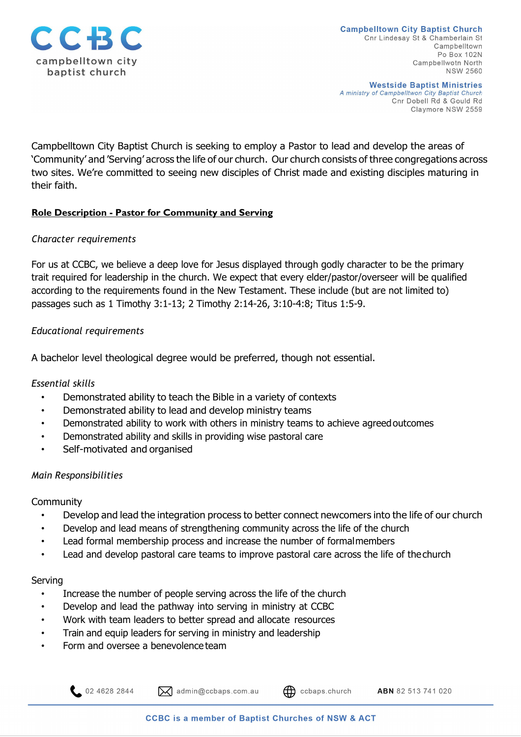CCBC
campbelltown city baptist church

**Campbelltown City Baptist Church**
Cnr Lindesay St & Chamberlain St
Campbelltown
Po Box 102N
Campbellwotn North
NSW 2560

**Westside Baptist Ministries**
*A ministry of Campbelltwon City Baptist Church*
Cnr Dobell Rd & Gould Rd
Claymore NSW 2559

Campbelltown City Baptist Church is seeking to employ a Pastor to lead and develop the areas of 'Community' and 'Serving' across the life of our church. Our church consists of three congregations across two sites. We're committed to seeing new disciples of Christ made and existing disciples maturing in their faith.

**Role Description - Pastor for Community and Serving**

*Character requirements*

For us at CCBC, we believe a deep love for Jesus displayed through godly character to be the primary trait required for leadership in the church. We expect that every elder/pastor/overseer will be qualified according to the requirements found in the New Testament. These include (but are not limited to) passages such as 1 Timothy 3:1-13; 2 Timothy 2:14-26, 3:10-4:8; Titus 1:5-9.

*Educational requirements*

A bachelor level theological degree would be preferred, though not essential.

*Essential skills*

- Demonstrated ability to teach the Bible in a variety of contexts
- Demonstrated ability to lead and develop ministry teams
- Demonstrated ability to work with others in ministry teams to achieve agreed outcomes
- Demonstrated ability and skills in providing wise pastoral care
- Self-motivated and organised

*Main Responsibilities*

Community

- Develop and lead the integration process to better connect newcomers into the life of our church
- Develop and lead means of strengthening community across the life of the church
- Lead formal membership process and increase the number of formal members
- Lead and develop pastoral care teams to improve pastoral care across the life of the church

Serving

- Increase the number of people serving across the life of the church
- Develop and lead the pathway into serving in ministry at CCBC
- Work with team leaders to better spread and allocate resources
- Train and equip leaders for serving in ministry and leadership
- Form and oversee a benevolence team

02 4628 2844 | admin@ccbaps.com.au | ccbaps.church | **ABN** 82 513 741 020

CCBC is a member of Baptist Churches of NSW & ACT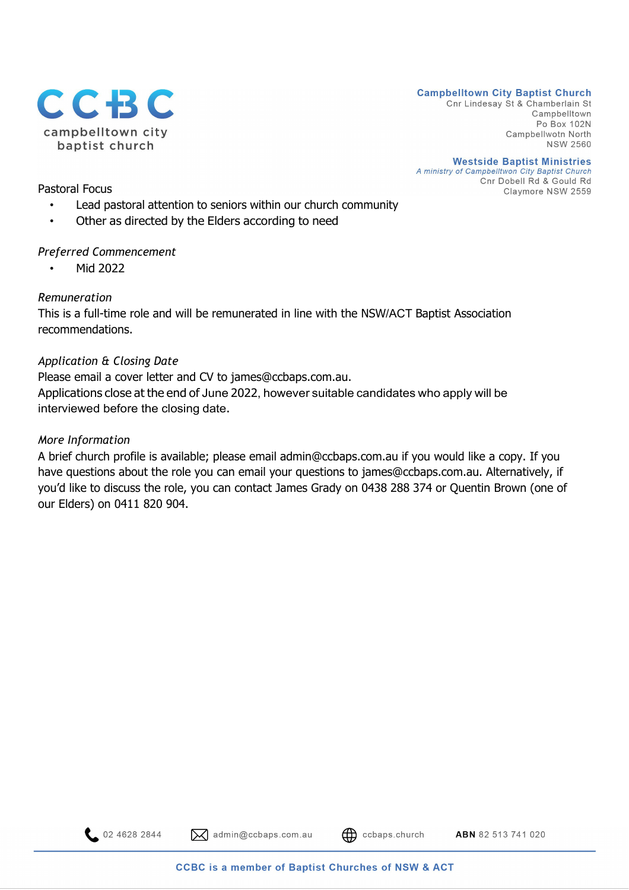# CCBC

campbelltown city baptist church

**Campbelltown City Baptist Church**
Cnr Lindesay St & Chamberlain St
Campbelltown
Po Box 102N
Campbellwotn North
NSW 2560

**Westside Baptist Ministries**
*A ministry of Campbelltown City Baptist Church*
Cnr Dobell Rd & Gould Rd
Claymore NSW 2559

Pastoral Focus

- Lead pastoral attention to seniors within our church community
- Other as directed by the Elders according to need

*Preferred Commencement*

- Mid 2022

*Remuneration*

This is a full-time role and will be remunerated in line with the NSW/ACT Baptist Association recommendations.

*Application & Closing Date*

Please email a cover letter and CV to james@ccbaps.com.au.
Applications close at the end of June 2022, however suitable candidates who apply will be interviewed before the closing date.

*More Information*

A brief church profile is available; please email admin@ccbaps.com.au if you would like a copy. If you have questions about the role you can email your questions to james@ccbaps.com.au. Alternatively, if you'd like to discuss the role, you can contact James Grady on 0438 288 374 or Quentin Brown (one of our Elders) on 0411 820 904.

02 4628 2844 | admin@ccbaps.com.au | ccbaps.church | **ABN** 82 513 741 020

**CCBC is a member of Baptist Churches of NSW & ACT**